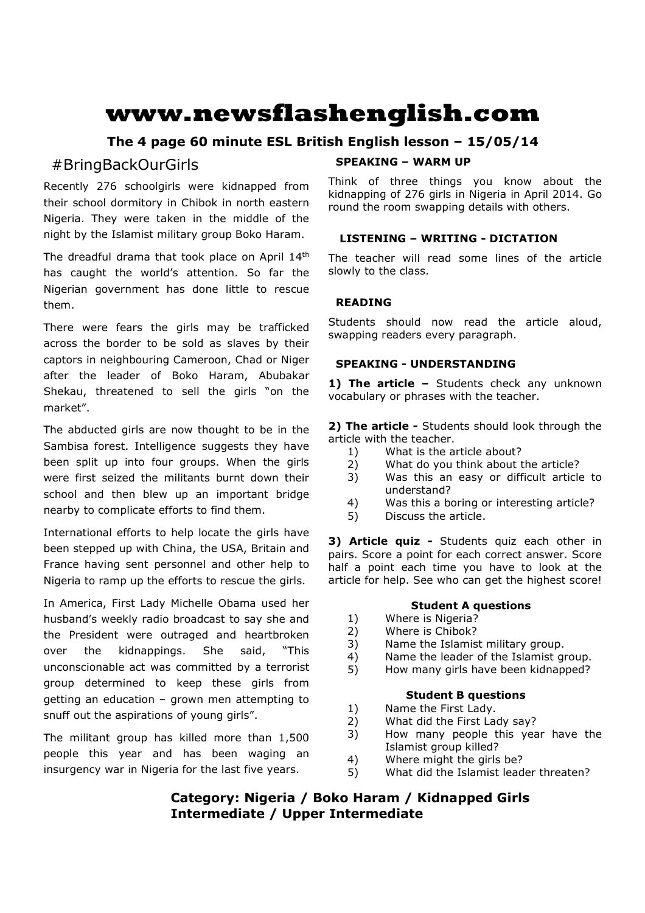# www.newsflashenglish.com

**The 4 page 60 minute ESL British English lesson – 15/05/14**

## #BringBackOurGirls

Recently 276 schoolgirls were kidnapped from their school dormitory in Chibok in north eastern Nigeria. They were taken in the middle of the night by the Islamist military group Boko Haram.

The dreadful drama that took place on April 14th has caught the world's attention. So far the Nigerian government has done little to rescue them.

There were fears the girls may be trafficked across the border to be sold as slaves by their captors in neighbouring Cameroon, Chad or Niger after the leader of Boko Haram, Abubakar Shekau, threatened to sell the girls "on the market".

The abducted girls are now thought to be in the Sambisa forest. Intelligence suggests they have been split up into four groups. When the girls were first seized the militants burnt down their school and then blew up an important bridge nearby to complicate efforts to find them.

International efforts to help locate the girls have been stepped up with China, the USA, Britain and France having sent personnel and other help to Nigeria to ramp up the efforts to rescue the girls.

In America, First Lady Michelle Obama used her husband's weekly radio broadcast to say she and the President were outraged and heartbroken over the kidnappings. She said, "This unconscionable act was committed by a terrorist group determined to keep these girls from getting an education – grown men attempting to snuff out the aspirations of young girls".

The militant group has killed more than 1,500 people this year and has been waging an insurgency war in Nigeria for the last five years.

### SPEAKING – WARM UP

Think of three things you know about the kidnapping of 276 girls in Nigeria in April 2014. Go round the room swapping details with others.

### LISTENING – WRITING - DICTATION

The teacher will read some lines of the article slowly to the class.

### READING

Students should now read the article aloud, swapping readers every paragraph.

### SPEAKING - UNDERSTANDING

**1) The article –** Students check any unknown vocabulary or phrases with the teacher.

**2) The article -** Students should look through the article with the teacher.

1) What is the article about?
2) What do you think about the article?
3) Was this an easy or difficult article to understand?
4) Was this a boring or interesting article?
5) Discuss the article.

**3) Article quiz -** Students quiz each other in pairs. Score a point for each correct answer. Score half a point each time you have to look at the article for help. See who can get the highest score!

**Student A questions**

1) Where is Nigeria?
2) Where is Chibok?
3) Name the Islamist military group.
4) Name the leader of the Islamist group.
5) How many girls have been kidnapped?

**Student B questions**

1) Name the First Lady.
2) What did the First Lady say?
3) How many people this year have the Islamist group killed?
4) Where might the girls be?
5) What did the Islamist leader threaten?

**Category: Nigeria / Boko Haram / Kidnapped Girls**
**Intermediate / Upper Intermediate**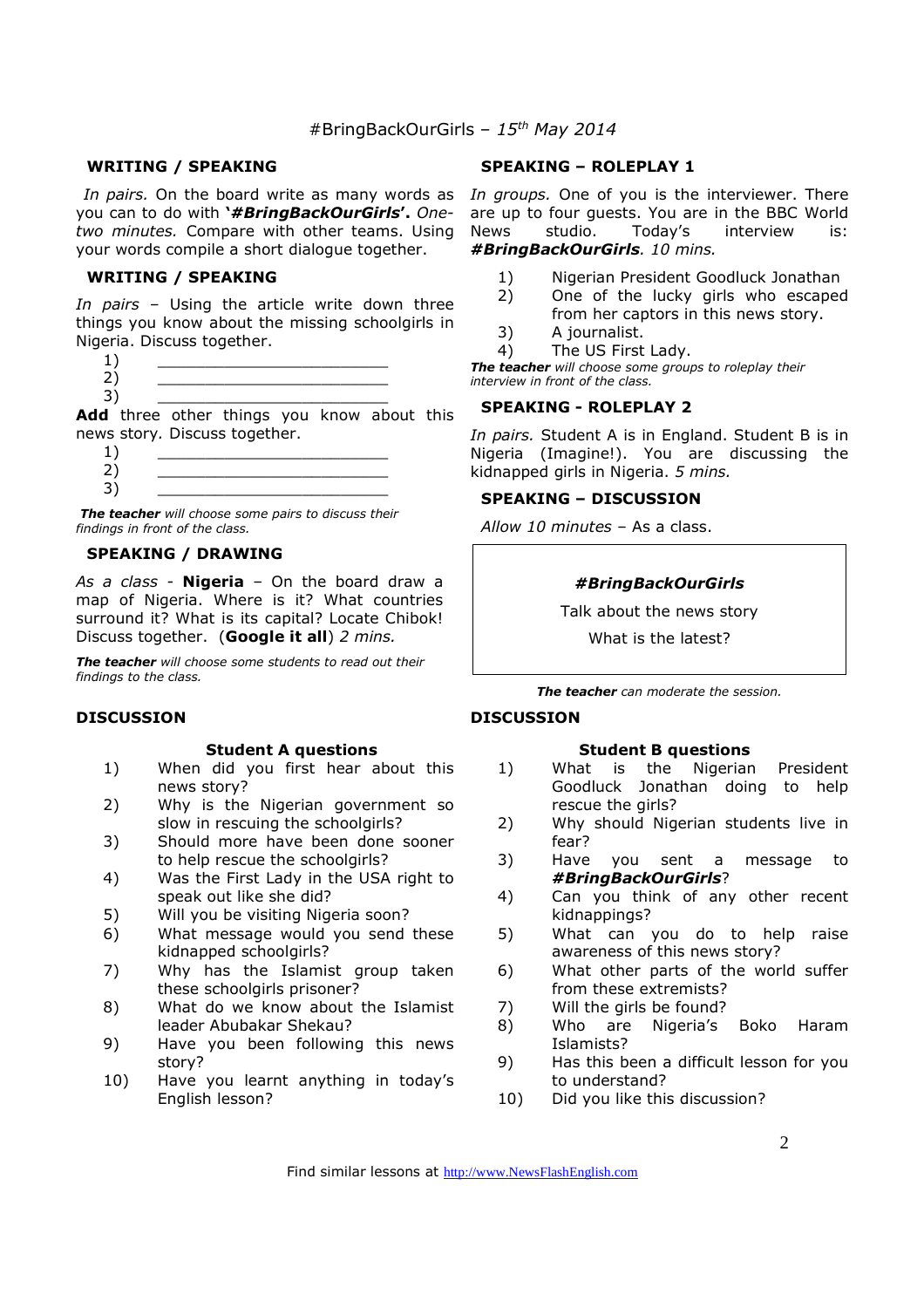#BringBackOurGirls – *15th May 2014*

### WRITING / SPEAKING

*In pairs.* On the board write as many words as you can to do with **'*#BringBackOurGirls*'.** *One-two minutes.* Compare with other teams. Using your words compile a short dialogue together.

### WRITING / SPEAKING

*In pairs* – Using the article write down three things you know about the missing schoolgirls in Nigeria. Discuss together.

1) ________________________
2) ________________________
3) ________________________

**Add** three other things you know about this news story. Discuss together.

1) ________________________
2) ________________________
3) ________________________

***The teacher*** *will choose some pairs to discuss their findings in front of the class.*

### SPEAKING / DRAWING

*As a class* - **Nigeria** – On the board draw a map of Nigeria. Where is it? What countries surround it? What is its capital? Locate Chibok! Discuss together. (**Google it all**) *2 mins.*

***The teacher*** *will choose some students to read out their findings to the class.*

### SPEAKING – ROLEPLAY 1

*In groups.* One of you is the interviewer. There are up to four guests. You are in the BBC World News studio. Today's interview is: ***#BringBackOurGirls****. 10 mins.*

1) Nigerian President Goodluck Jonathan
2) One of the lucky girls who escaped from her captors in this news story.
3) A journalist.
4) The US First Lady.

***The teacher*** *will choose some groups to roleplay their interview in front of the class.*

### SPEAKING - ROLEPLAY 2

*In pairs.* Student A is in England. Student B is in Nigeria (Imagine!). You are discussing the kidnapped girls in Nigeria. *5 mins.*

### SPEAKING – DISCUSSION

*Allow 10 minutes* – As a class.

***#BringBackOurGirls***

Talk about the news story

What is the latest?

***The teacher*** *can moderate the session.*

### DISCUSSION

**Student A questions**

1) When did you first hear about this news story?
2) Why is the Nigerian government so slow in rescuing the schoolgirls?
3) Should more have been done sooner to help rescue the schoolgirls?
4) Was the First Lady in the USA right to speak out like she did?
5) Will you be visiting Nigeria soon?
6) What message would you send these kidnapped schoolgirls?
7) Why has the Islamist group taken these schoolgirls prisoner?
8) What do we know about the Islamist leader Abubakar Shekau?
9) Have you been following this news story?
10) Have you learnt anything in today's English lesson?

### DISCUSSION

**Student B questions**

1) What is the Nigerian President Goodluck Jonathan doing to help rescue the girls?
2) Why should Nigerian students live in fear?
3) Have you sent a message to ***#BringBackOurGirls***?
4) Can you think of any other recent kidnappings?
5) What can you do to help raise awareness of this news story?
6) What other parts of the world suffer from these extremists?
7) Will the girls be found?
8) Who are Nigeria's Boko Haram Islamists?
9) Has this been a difficult lesson for you to understand?
10) Did you like this discussion?

Find similar lessons at http://www.NewsFlashEnglish.com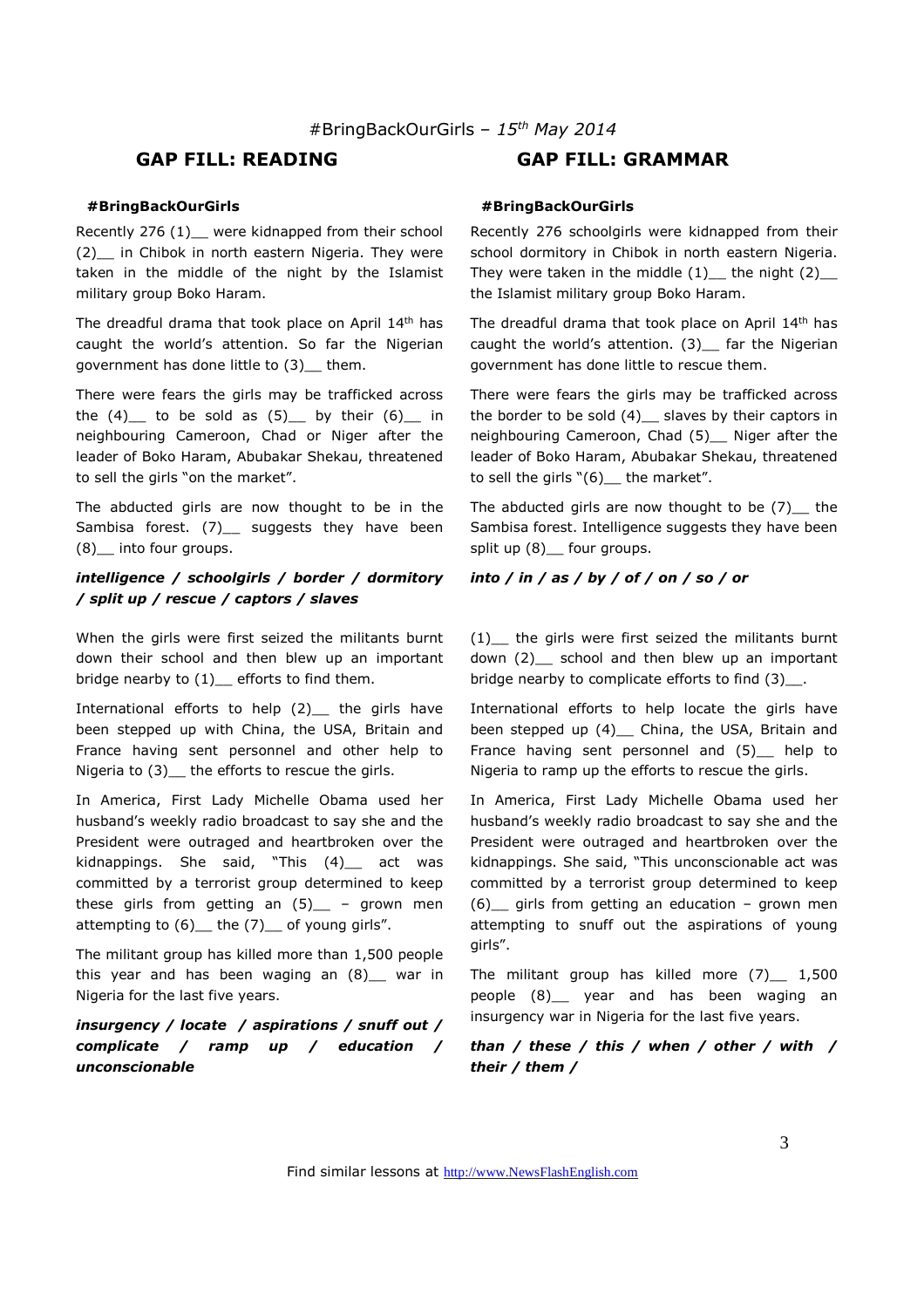#BringBackOurGirls – *15th May 2014*

## GAP FILL: READING

**#BringBackOurGirls**

Recently 276 (1)__ were kidnapped from their school (2)__ in Chibok in north eastern Nigeria. They were taken in the middle of the night by the Islamist military group Boko Haram.

The dreadful drama that took place on April 14th has caught the world's attention. So far the Nigerian government has done little to (3)__ them.

There were fears the girls may be trafficked across the (4)__ to be sold as (5)__ by their (6)__ in neighbouring Cameroon, Chad or Niger after the leader of Boko Haram, Abubakar Shekau, threatened to sell the girls "on the market".

The abducted girls are now thought to be in the Sambisa forest. (7)__ suggests they have been (8)__ into four groups.

***intelligence / schoolgirls / border / dormitory / split up / rescue / captors / slaves***

When the girls were first seized the militants burnt down their school and then blew up an important bridge nearby to (1)__ efforts to find them.

International efforts to help (2)__ the girls have been stepped up with China, the USA, Britain and France having sent personnel and other help to Nigeria to (3)__ the efforts to rescue the girls.

In America, First Lady Michelle Obama used her husband's weekly radio broadcast to say she and the President were outraged and heartbroken over the kidnappings. She said, "This (4)__ act was committed by a terrorist group determined to keep these girls from getting an (5)__ – grown men attempting to (6)__ the (7)__ of young girls".

The militant group has killed more than 1,500 people this year and has been waging an (8)__ war in Nigeria for the last five years.

***insurgency / locate / aspirations / snuff out / complicate / ramp up / education / unconscionable***

## GAP FILL: GRAMMAR

**#BringBackOurGirls**

Recently 276 schoolgirls were kidnapped from their school dormitory in Chibok in north eastern Nigeria. They were taken in the middle (1)__ the night (2)__ the Islamist military group Boko Haram.

The dreadful drama that took place on April 14th has caught the world's attention. (3)__ far the Nigerian government has done little to rescue them.

There were fears the girls may be trafficked across the border to be sold (4)__ slaves by their captors in neighbouring Cameroon, Chad (5)__ Niger after the leader of Boko Haram, Abubakar Shekau, threatened to sell the girls "(6)__ the market".

The abducted girls are now thought to be (7)__ the Sambisa forest. Intelligence suggests they have been split up (8)__ four groups.

***into / in / as / by / of / on / so / or***

(1)__ the girls were first seized the militants burnt down (2)__ school and then blew up an important bridge nearby to complicate efforts to find (3)__.

International efforts to help locate the girls have been stepped up (4)__ China, the USA, Britain and France having sent personnel and (5)__ help to Nigeria to ramp up the efforts to rescue the girls.

In America, First Lady Michelle Obama used her husband's weekly radio broadcast to say she and the President were outraged and heartbroken over the kidnappings. She said, "This unconscionable act was committed by a terrorist group determined to keep (6)__ girls from getting an education – grown men attempting to snuff out the aspirations of young girls".

The militant group has killed more (7)__ 1,500 people (8)__ year and has been waging an insurgency war in Nigeria for the last five years.

***than / these / this / when / other / with / their / them /***

Find similar lessons at http://www.NewsFlashEnglish.com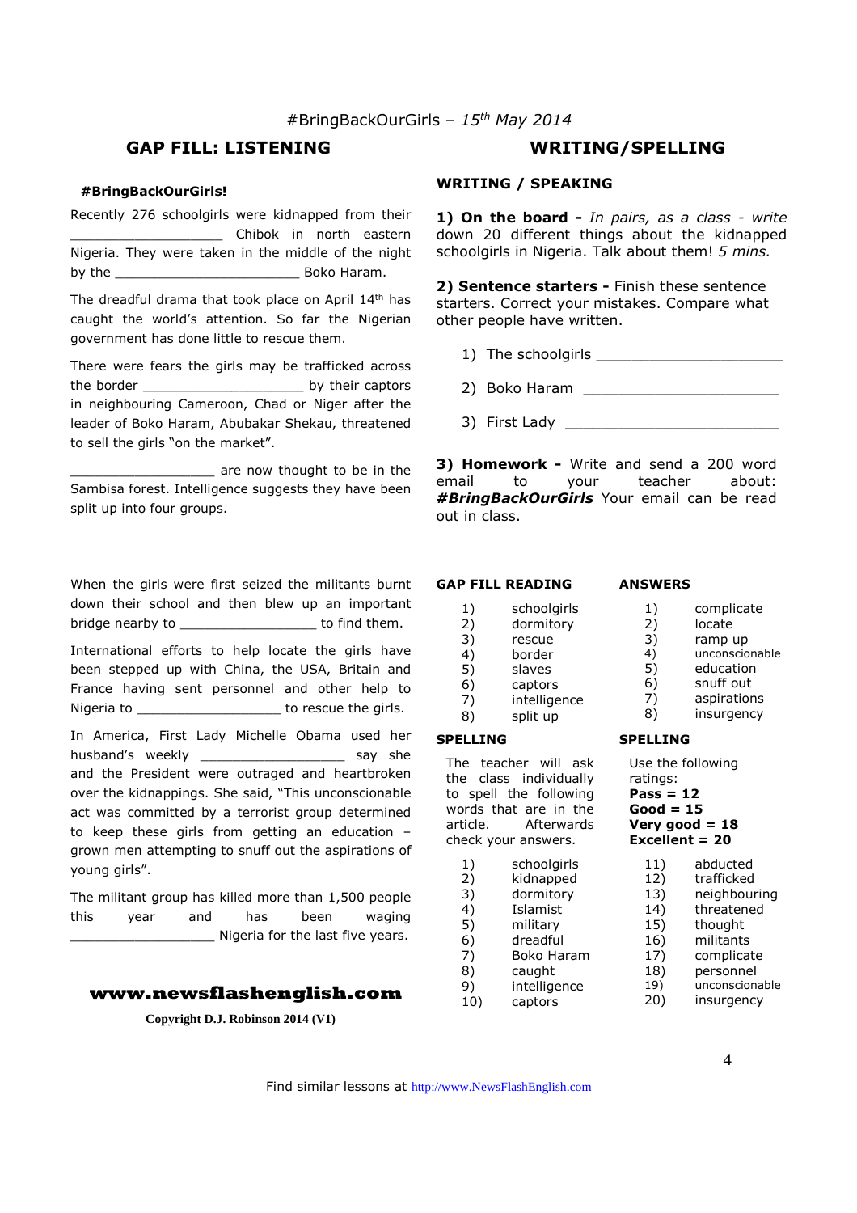#BringBackOurGirls – *15th May 2014*

## GAP FILL: LISTENING

**#BringBackOurGirls!**

Recently 276 schoolgirls were kidnapped from their ___________________ Chibok in north eastern Nigeria. They were taken in the middle of the night by the ________________________ Boko Haram.

The dreadful drama that took place on April 14th has caught the world's attention. So far the Nigerian government has done little to rescue them.

There were fears the girls may be trafficked across the border ____________________ by their captors in neighbouring Cameroon, Chad or Niger after the leader of Boko Haram, Abubakar Shekau, threatened to sell the girls "on the market".

__________________ are now thought to be in the Sambisa forest. Intelligence suggests they have been split up into four groups.

When the girls were first seized the militants burnt down their school and then blew up an important bridge nearby to _________________ to find them.

International efforts to help locate the girls have been stepped up with China, the USA, Britain and France having sent personnel and other help to Nigeria to __________________ to rescue the girls.

In America, First Lady Michelle Obama used her husband's weekly __________________ say she and the President were outraged and heartbroken over the kidnappings. She said, "This unconscionable act was committed by a terrorist group determined to keep these girls from getting an education – grown men attempting to snuff out the aspirations of young girls".

The militant group has killed more than 1,500 people this year and has been waging __________________ Nigeria for the last five years.

**www.newsflashenglish.com**

**Copyright D.J. Robinson 2014 (V1)**

## WRITING/SPELLING

### WRITING / SPEAKING

**1) On the board -** *In pairs, as a class - write* down 20 different things about the kidnapped schoolgirls in Nigeria. Talk about them! *5 mins.*

**2) Sentence starters -** Finish these sentence starters. Correct your mistakes. Compare what other people have written.

1) The schoolgirls ______________________
2) Boko Haram ______________________
3) First Lady ______________________

**3) Homework -** Write and send a 200 word email to your teacher about: ***#BringBackOurGirls*** Your email can be read out in class.

### GAP FILL READING

1) schoolgirls
2) dormitory
3) rescue
4) border
5) slaves
6) captors
7) intelligence
8) split up

### ANSWERS

1) complicate
2) locate
3) ramp up
4) unconscionable
5) education
6) snuff out
7) aspirations
8) insurgency

### SPELLING

The teacher will ask the class individually to spell the following words that are in the article. Afterwards check your answers.

1) schoolgirls
2) kidnapped
3) dormitory
4) Islamist
5) military
6) dreadful
7) Boko Haram
8) caught
9) intelligence
10) captors
11) abducted
12) trafficked
13) neighbouring
14) threatened
15) thought
16) militants
17) complicate
18) personnel
19) unconscionable
20) insurgency

### SPELLING

Use the following ratings:
**Pass = 12**
**Good = 15**
**Very good = 18**
**Excellent = 20**

Find similar lessons at http://www.NewsFlashEnglish.com